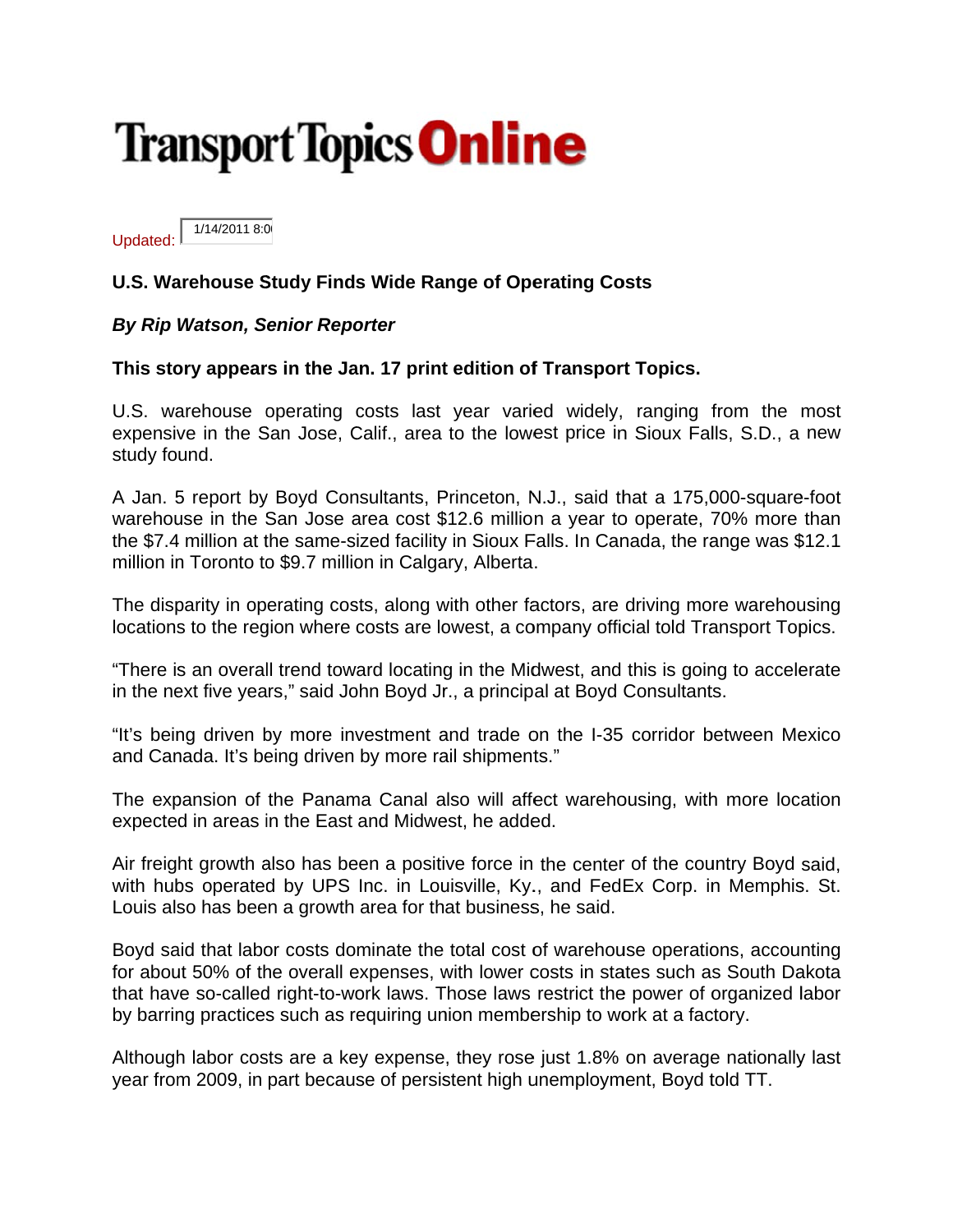# Transport Topics Online

Updated: 1/14/2011 8:0

## U.S. Warehouse Study Finds Wide Range of Operating Costs

***By Rip Watson, Senior Reporter***

**This story appears in the Jan. 17 print edition of Transport Topics.**

U.S. warehouse operating costs last year varied widely, ranging from the most expensive in the San Jose, Calif., area to the lowest price in Sioux Falls, S.D., a new study found.

A Jan. 5 report by Boyd Consultants, Princeton, N.J., said that a 175,000-square-foot warehouse in the San Jose area cost $12.6 million a year to operate, 70% more than the $7.4 million at the same-sized facility in Sioux Falls. In Canada, the range was $12.1 million in Toronto to $9.7 million in Calgary, Alberta.

The disparity in operating costs, along with other factors, are driving more warehousing locations to the region where costs are lowest, a company official told Transport Topics.

"There is an overall trend toward locating in the Midwest, and this is going to accelerate in the next five years," said John Boyd Jr., a principal at Boyd Consultants.

"It's being driven by more investment and trade on the I-35 corridor between Mexico and Canada. It's being driven by more rail shipments."

The expansion of the Panama Canal also will affect warehousing, with more location expected in areas in the East and Midwest, he added.

Air freight growth also has been a positive force in the center of the country Boyd said, with hubs operated by UPS Inc. in Louisville, Ky., and FedEx Corp. in Memphis. St. Louis also has been a growth area for that business, he said.

Boyd said that labor costs dominate the total cost of warehouse operations, accounting for about 50% of the overall expenses, with lower costs in states such as South Dakota that have so-called right-to-work laws. Those laws restrict the power of organized labor by barring practices such as requiring union membership to work at a factory.

Although labor costs are a key expense, they rose just 1.8% on average nationally last year from 2009, in part because of persistent high unemployment, Boyd told TT.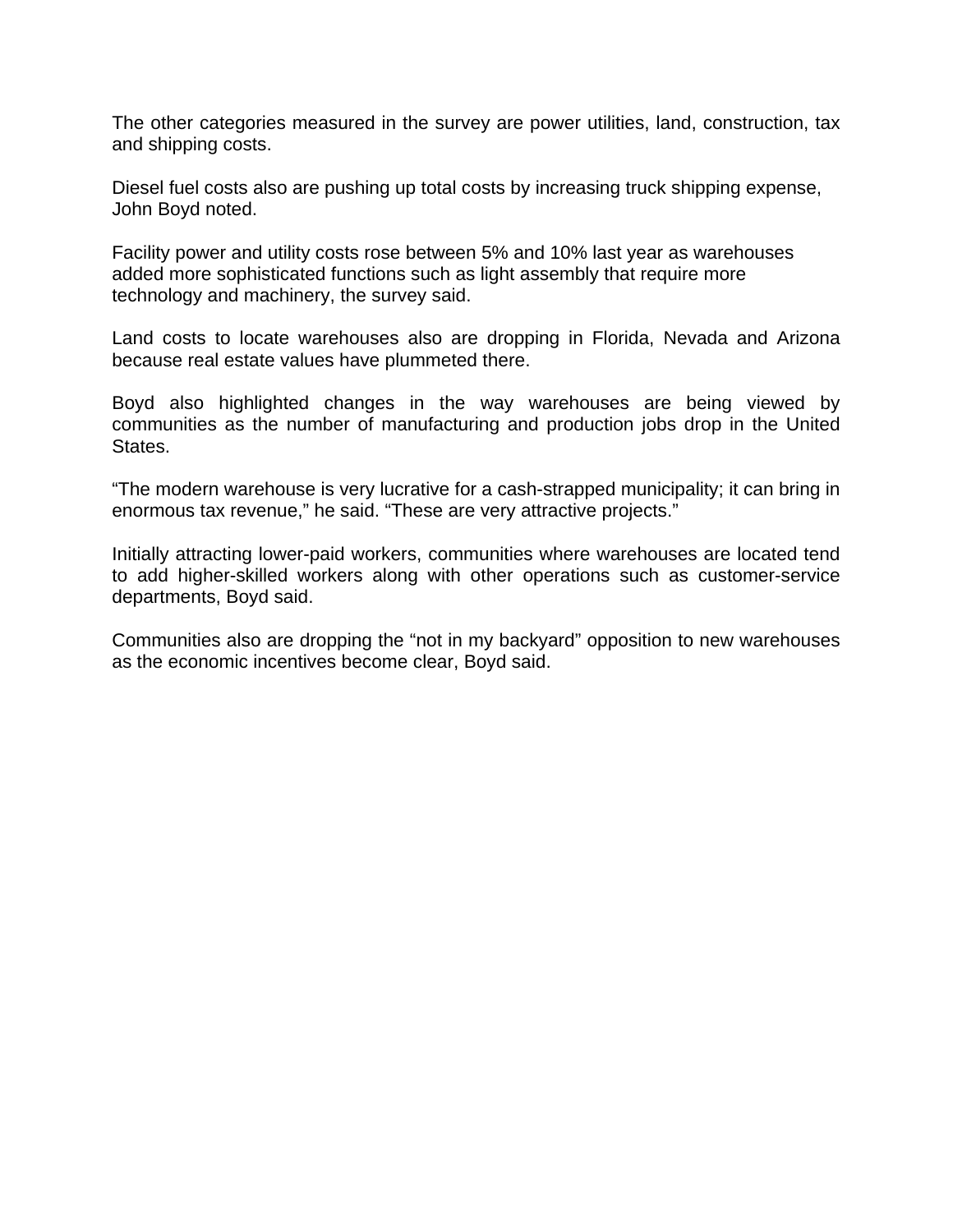The other categories measured in the survey are power utilities, land, construction, tax and shipping costs.

Diesel fuel costs also are pushing up total costs by increasing truck shipping expense, John Boyd noted.

Facility power and utility costs rose between 5% and 10% last year as warehouses added more sophisticated functions such as light assembly that require more technology and machinery, the survey said.

Land costs to locate warehouses also are dropping in Florida, Nevada and Arizona because real estate values have plummeted there.

Boyd also highlighted changes in the way warehouses are being viewed by communities as the number of manufacturing and production jobs drop in the United States.

“The modern warehouse is very lucrative for a cash-strapped municipality; it can bring in enormous tax revenue,” he said. “These are very attractive projects.”

Initially attracting lower-paid workers, communities where warehouses are located tend to add higher-skilled workers along with other operations such as customer-service departments, Boyd said.

Communities also are dropping the “not in my backyard” opposition to new warehouses as the economic incentives become clear, Boyd said.